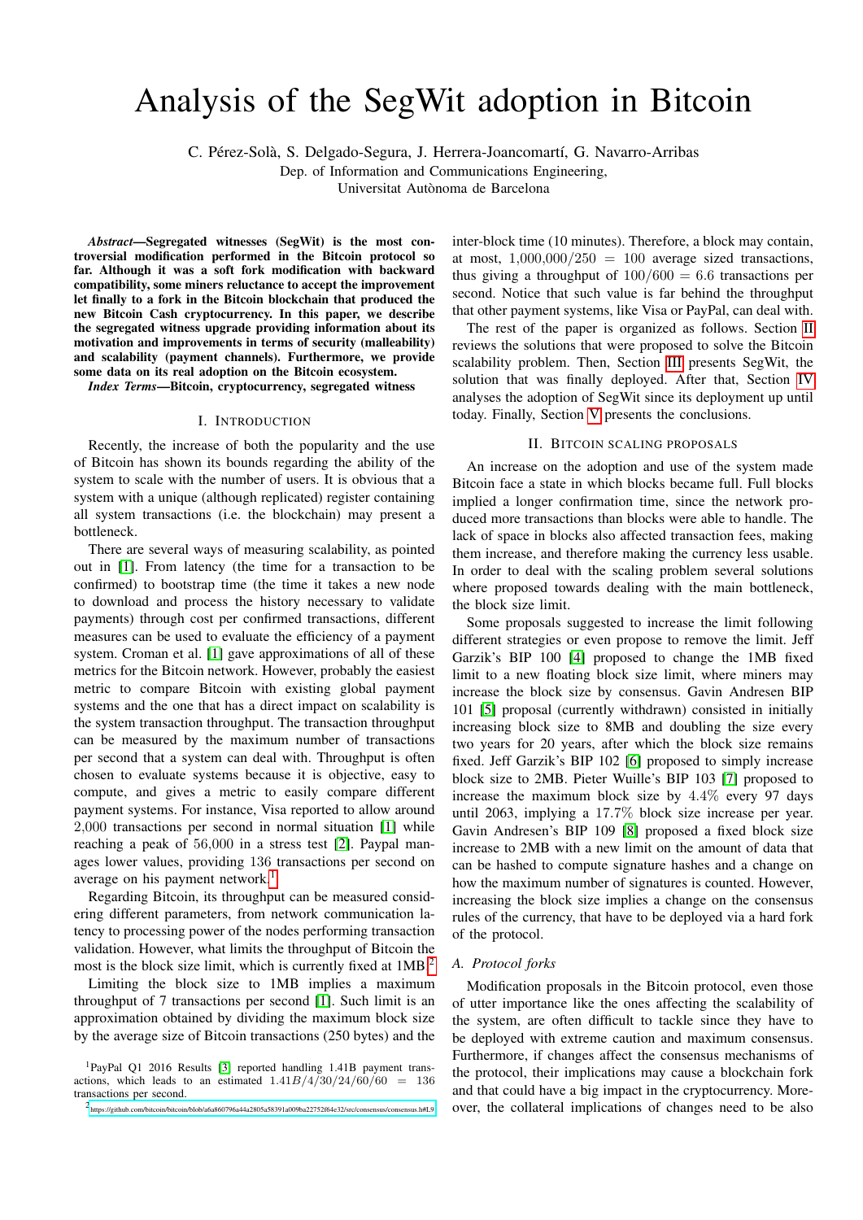# Analysis of the SegWit adoption in Bitcoin

C. Pérez-Solà, S. Delgado-Segura, J. Herrera-Joancomartí, G. Navarro-Arribas
Dep. of Information and Communications Engineering,
Universitat Autònoma de Barcelona

***Abstract*—Segregated witnesses (SegWit) is the most controversial modification performed in the Bitcoin protocol so far. Although it was a soft fork modification with backward compatibility, some miners reluctance to accept the improvement let finally to a fork in the Bitcoin blockchain that produced the new Bitcoin Cash cryptocurrency. In this paper, we describe the segregated witness upgrade providing information about its motivation and improvements in terms of security (malleability) and scalability (payment channels). Furthermore, we provide some data on its real adoption on the Bitcoin ecosystem.**

***Index Terms*—Bitcoin, cryptocurrency, segregated witness**

## I. Introduction

Recently, the increase of both the popularity and the use of Bitcoin has shown its bounds regarding the ability of the system to scale with the number of users. It is obvious that a system with a unique (although replicated) register containing all system transactions (i.e. the blockchain) may present a bottleneck.

There are several ways of measuring scalability, as pointed out in [1]. From latency (the time for a transaction to be confirmed) to bootstrap time (the time it takes a new node to download and process the history necessary to validate payments) through cost per confirmed transactions, different measures can be used to evaluate the efficiency of a payment system. Croman et al. [1] gave approximations of all of these metrics for the Bitcoin network. However, probably the easiest metric to compare Bitcoin with existing global payment systems and the one that has a direct impact on scalability is the system transaction throughput. The transaction throughput can be measured by the maximum number of transactions per second that a system can deal with. Throughput is often chosen to evaluate systems because it is objective, easy to compute, and gives a metric to easily compare different payment systems. For instance, Visa reported to allow around $2{,}000$ transactions per second in normal situation [1] while reaching a peak of $56{,}000$ in a stress test [2]. Paypal manages lower values, providing 136 transactions per second on average on his payment network.[1]

Regarding Bitcoin, its throughput can be measured considering different parameters, from network communication latency to processing power of the nodes performing transaction validation. However, what limits the throughput of Bitcoin the most is the block size limit, which is currently fixed at 1MB.[2]

Limiting the block size to 1MB implies a maximum throughput of 7 transactions per second [1]. Such limit is an approximation obtained by dividing the maximum block size by the average size of Bitcoin transactions (250 bytes) and the inter-block time (10 minutes). Therefore, a block may contain, at most, $1{,}000{,}000/250 = 100$ average sized transactions, thus giving a throughput of $100/600 = 6.6$ transactions per second. Notice that such value is far behind the throughput that other payment systems, like Visa or PayPal, can deal with.

The rest of the paper is organized as follows. Section II reviews the solutions that were proposed to solve the Bitcoin scalability problem. Then, Section III presents SegWit, the solution that was finally deployed. After that, Section IV analyses the adoption of SegWit since its deployment up until today. Finally, Section V presents the conclusions.

## II. Bitcoin Scaling Proposals

An increase on the adoption and use of the system made Bitcoin face a state in which blocks became full. Full blocks implied a longer confirmation time, since the network produced more transactions than blocks were able to handle. The lack of space in blocks also affected transaction fees, making them increase, and therefore making the currency less usable. In order to deal with the scaling problem several solutions where proposed towards dealing with the main bottleneck, the block size limit.

Some proposals suggested to increase the limit following different strategies or even propose to remove the limit. Jeff Garzik's BIP 100 [4] proposed to change the 1MB fixed limit to a new floating block size limit, where miners may increase the block size by consensus. Gavin Andresen BIP 101 [5] proposal (currently withdrawn) consisted in initially increasing block size to 8MB and doubling the size every two years for 20 years, after which the block size remains fixed. Jeff Garzik's BIP 102 [6] proposed to simply increase block size to 2MB. Pieter Wuille's BIP 103 [7] proposed to increase the maximum block size by $4.4\%$ every 97 days until 2063, implying a $17.7\%$ block size increase per year. Gavin Andresen's BIP 109 [8] proposed a fixed block size increase to 2MB with a new limit on the amount of data that can be hashed to compute signature hashes and a change on how the maximum number of signatures is counted. However, increasing the block size implies a change on the consensus rules of the currency, that have to be deployed via a hard fork of the protocol.

### A. Protocol forks

Modification proposals in the Bitcoin protocol, even those of utter importance like the ones affecting the scalability of the system, are often difficult to tackle since they have to be deployed with extreme caution and maximum consensus. Furthermore, if changes affect the consensus mechanisms of the protocol, their implications may cause a blockchain fork and that could have a big impact in the cryptocurrency. Moreover, the collateral implications of changes need to be also

[1] PayPal Q1 2016 Results [3] reported handling 1.41B payment transactions, which leads to an estimated $1.41B/4/30/24/60/60 = 136$ transactions per second.

[2] https://github.com/bitcoin/bitcoin/blob/a6a860796a44a2805a58391a009ba22752f64e32/src/consensus/consensus.h#L9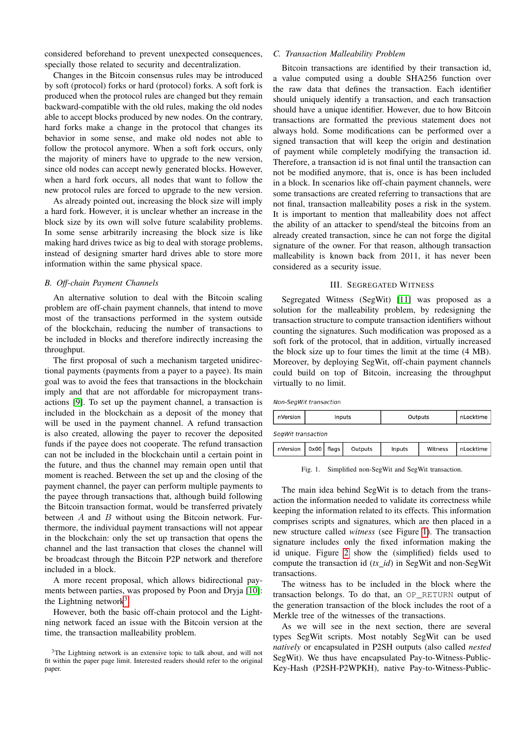considered beforehand to prevent unexpected consequences, specially those related to security and decentralization.

Changes in the Bitcoin consensus rules may be introduced by soft (protocol) forks or hard (protocol) forks. A soft fork is produced when the protocol rules are changed but they remain backward-compatible with the old rules, making the old nodes able to accept blocks produced by new nodes. On the contrary, hard forks make a change in the protocol that changes its behavior in some sense, and make old nodes not able to follow the protocol anymore. When a soft fork occurs, only the majority of miners have to upgrade to the new version, since old nodes can accept newly generated blocks. However, when a hard fork occurs, all nodes that want to follow the new protocol rules are forced to upgrade to the new version.

As already pointed out, increasing the block size will imply a hard fork. However, it is unclear whether an increase in the block size by its own will solve future scalability problems. In some sense arbitrarily increasing the block size is like making hard drives twice as big to deal with storage problems, instead of designing smarter hard drives able to store more information within the same physical space.

### B. Off-chain Payment Channels

An alternative solution to deal with the Bitcoin scaling problem are off-chain payment channels, that intend to move most of the transactions performed in the system outside of the blockchain, reducing the number of transactions to be included in blocks and therefore indirectly increasing the throughput.

The first proposal of such a mechanism targeted unidirectional payments (payments from a payer to a payee). Its main goal was to avoid the fees that transactions in the blockchain imply and that are not affordable for micropayment transactions [9]. To set up the payment channel, a transaction is included in the blockchain as a deposit of the money that will be used in the payment channel. A refund transaction is also created, allowing the payer to recover the deposited funds if the payee does not cooperate. The refund transaction can not be included in the blockchain until a certain point in the future, and thus the channel may remain open until that moment is reached. Between the set up and the closing of the payment channel, the payer can perform multiple payments to the payee through transactions that, although build following the Bitcoin transaction format, would be transferred privately between $A$ and $B$ without using the Bitcoin network. Furthermore, the individual payment transactions will not appear in the blockchain: only the set up transaction that opens the channel and the last transaction that closes the channel will be broadcast through the Bitcoin P2P network and therefore included in a block.

A more recent proposal, which allows bidirectional payments between parties, was proposed by Poon and Dryja [10]: the Lightning network[3].

However, both the basic off-chain protocol and the Lightning network faced an issue with the Bitcoin version at the time, the transaction malleability problem.

[3]The Lightning network is an extensive topic to talk about, and will not fit within the paper page limit. Interested readers should refer to the original paper.

### C. Transaction Malleability Problem

Bitcoin transactions are identified by their transaction id, a value computed using a double SHA256 function over the raw data that defines the transaction. Each identifier should uniquely identify a transaction, and each transaction should have a unique identifier. However, due to how Bitcoin transactions are formatted the previous statement does not always hold. Some modifications can be performed over a signed transaction that will keep the origin and destination of payment while completely modifying the transaction id. Therefore, a transaction id is not final until the transaction can not be modified anymore, that is, once is has been included in a block. In scenarios like off-chain payment channels, were some transactions are created referring to transactions that are not final, transaction malleability poses a risk in the system. It is important to mention that malleability does not affect the ability of an attacker to spend/steal the bitcoins from an already created transaction, since he can not forge the digital signature of the owner. For that reason, although transaction malleability is known back from 2011, it has never been considered as a security issue.

## III. Segregated Witness

Segregated Witness (SegWit) [11] was proposed as a solution for the malleability problem, by redesigning the transaction structure to compute transaction identifiers without counting the signatures. Such modification was proposed as a soft fork of the protocol, that in addition, virtually increased the block size up to four times the limit at the time (4 MB). Moreover, by deploying SegWit, off-chain payment channels could build on top of Bitcoin, increasing the throughput virtually to no limit.

*Non-SegWit transaction*

| nVersion | Inputs | Outputs | nLocktime |
|---|---|---|---|

*SegWit transaction*

| nVersion | 0x00 | flags | Outputs | Inputs | Witness | nLocktime |
|---|---|---|---|---|---|---|

Fig. 1. Simplified non-SegWit and SegWit transaction.

The main idea behind SegWit is to detach from the transaction the information needed to validate its correctness while keeping the information related to its effects. This information comprises scripts and signatures, which are then placed in a new structure called *witness* (see Figure 1). The transaction signature includes only the fixed information making the id unique. Figure 2 show the (simplified) fields used to compute the transaction id (*tx_id*) in SegWit and non-SegWit transactions.

The witness has to be included in the block where the transaction belongs. To do that, an `OP_RETURN` output of the generation transaction of the block includes the root of a Merkle tree of the witnesses of the transactions.

As we will see in the next section, there are several types SegWit scripts. Most notably SegWit can be used *natively* or encapsulated in P2SH outputs (also called *nested* SegWit). We thus have encapsulated Pay-to-Witness-Public-Key-Hash (P2SH-P2WPKH), native Pay-to-Witness-Public-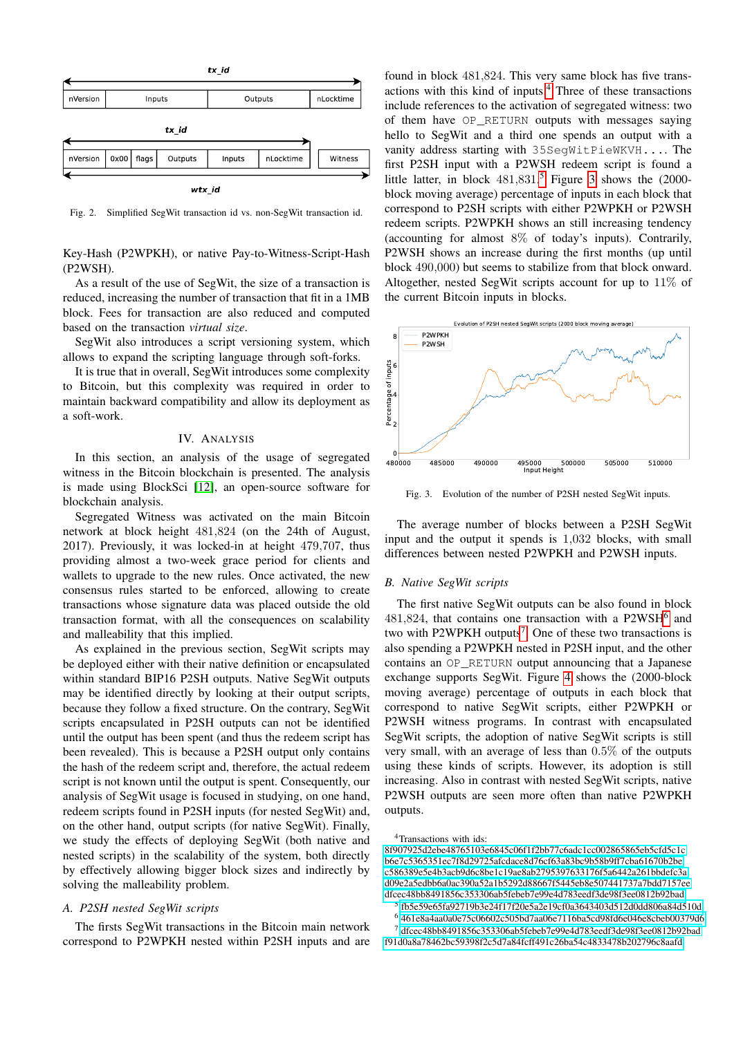Fig. 2. Simplified SegWit transaction id vs. non-SegWit transaction id.

Key-Hash (P2WPKH), or native Pay-to-Witness-Script-Hash (P2WSH).

As a result of the use of SegWit, the size of a transaction is reduced, increasing the number of transaction that fit in a 1MB block. Fees for transaction are also reduced and computed based on the transaction *virtual size*.

SegWit also introduces a script versioning system, which allows to expand the scripting language through soft-forks.

It is true that in overall, SegWit introduces some complexity to Bitcoin, but this complexity was required in order to maintain backward compatibility and allow its deployment as a soft-work.

## IV. Analysis

In this section, an analysis of the usage of segregated witness in the Bitcoin blockchain is presented. The analysis is made using BlockSci [12], an open-source software for blockchain analysis.

Segregated Witness was activated on the main Bitcoin network at block height 481,824 (on the 24th of August, 2017). Previously, it was locked-in at height 479,707, thus providing almost a two-week grace period for clients and wallets to upgrade to the new rules. Once activated, the new consensus rules started to be enforced, allowing to create transactions whose signature data was placed outside the old transaction format, with all the consequences on scalability and malleability that this implied.

As explained in the previous section, SegWit scripts may be deployed either with their native definition or encapsulated within standard BIP16 P2SH outputs. Native SegWit outputs may be identified directly by looking at their output scripts, because they follow a fixed structure. On the contrary, SegWit scripts encapsulated in P2SH outputs can not be identified until the output has been spent (and thus the redeem script has been revealed). This is because a P2SH output only contains the hash of the redeem script and, therefore, the actual redeem script is not known until the output is spent. Consequently, our analysis of SegWit usage is focused in studying, on one hand, redeem scripts found in P2SH inputs (for nested SegWit) and, on the other hand, output scripts (for native SegWit). Finally, we study the effects of deploying SegWit (both native and nested scripts) in the scalability of the system, both directly by effectively allowing bigger block sizes and indirectly by solving the malleability problem.

### A. P2SH nested SegWit scripts

The firsts SegWit transactions in the Bitcoin main network correspond to P2WPKH nested within P2SH inputs and are found in block 481,824. This very same block has five transactions with this kind of inputs[4]. Three of these transactions include references to the activation of segregated witness: two of them have `OP_RETURN` outputs with messages saying hello to SegWit and a third one spends an output with a vanity address starting with `35SegWitPieWKVH...`. The first P2SH input with a P2WSH redeem script is found a little latter, in block 481,831[5]. Figure 3 shows the (2000-block moving average) percentage of inputs in each block that correspond to P2SH scripts with either P2WPKH or P2WSH redeem scripts. P2WPKH shows an still increasing tendency (accounting for almost 8% of today's inputs). Contrarily, P2WSH shows an increase during the first months (up until block 490,000) but seems to stabilize from that block onward. Altogether, nested SegWit scripts account for up to 11% of the current Bitcoin inputs in blocks.

Fig. 3. Evolution of the number of P2SH nested SegWit inputs.

The average number of blocks between a P2SH SegWit input and the output it spends is 1,032 blocks, with small differences between nested P2WPKH and P2WSH inputs.

### B. Native SegWit scripts

The first native SegWit outputs can be also found in block 481,824, that contains one transaction with a P2WSH[6] and two with P2WPKH outputs[7]. One of these two transactions is also spending a P2WPKH nested in P2SH input, and the other contains an `OP_RETURN` output announcing that a Japanese exchange supports SegWit. Figure 4 shows the (2000-block moving average) percentage of outputs in each block that correspond to native SegWit scripts, either P2WPKH or P2WSH witness programs. In contrast with encapsulated SegWit scripts, the adoption of native SegWit scripts is still very small, with an average of less than 0.5% of the outputs using these kinds of scripts. However, its adoption is still increasing. Also in contrast with nested SegWit scripts, native P2WSH outputs are seen more often than native P2WPKH outputs.

[4]Transactions with ids:
8f907925d2ebe48765103e6845c06f1f2bb77c6adc1cc002865865eb5cfd5c1c
b6e7c5365351ec7f8d29725acfdace8d76cf63a83bc9b58b9ff7cba61670b2be
c586389e5e4b3acb9d6c8be1c19ae8ab2795397633176f5a6442a261bbdefc3a
d09e2a5edbb6a0ac390a52a1b5292d88667f5445eb8e507441737a7bdd7157ee
dfcec48bb8491856c353306ab5febeb7e99e4d783eedf3de98f3ee0812b92bad

[5]fb5e59e65fa92719b3e24f17f20e5a2e19cf0a3643403d512d0dd806a84d510d

[6]461e8a4aa0a0e75c06602c505bd7aa06e7116ba5cd98fd6e046e8cbeb00379d6

[7]dfcec48bb8491856c353306ab5febeb7e99e4d783eedf3de98f3ee0812b92bad
f91d0a8a78462bc59398f2c5d7a84fcff491c26ba54c4833478b202796c8aafd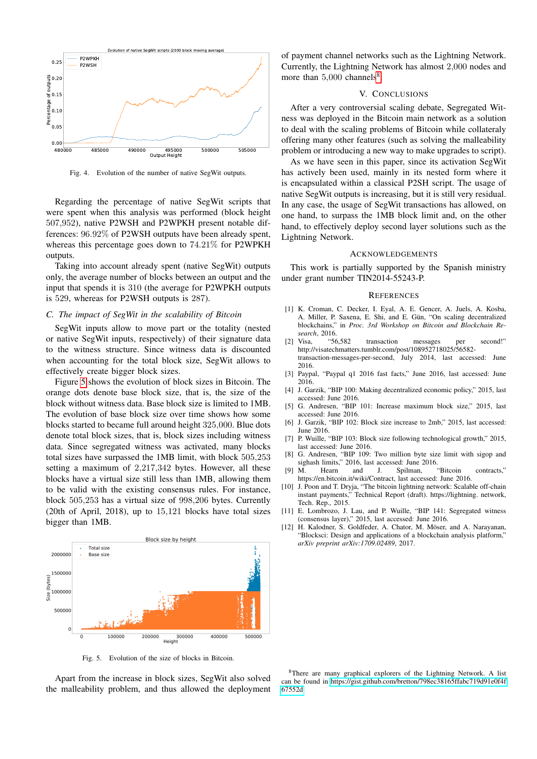Evolution of native SegWit scripts (2000 block moving average)

P2WPKH
P2WSH

0.25
0.20
0.15
0.10
0.05
0.00

Percentage of outputs

480000 485000 490000 495000 500000 505000

Output Height

Fig. 4. Evolution of the number of native SegWit outputs.

Regarding the percentage of native SegWit scripts that were spent when this analysis was performed (block height 507,952), native P2WSH and P2WPKH present notable differences: 96.92% of P2WSH outputs have been already spent, whereas this percentage goes down to 74.21% for P2WPKH outputs.

Taking into account already spent (native SegWit) outputs only, the average number of blocks between an output and the input that spends it is 310 (the average for P2WPKH outputs is 529, whereas for P2WSH outputs is 287).

### C. The impact of SegWit in the scalability of Bitcoin

SegWit inputs allow to move part or the totality (nested or native SegWit inputs, respectively) of their signature data to the witness structure. Since witness data is discounted when accounting for the total block size, SegWit allows to effectively create bigger block sizes.

Figure 5 shows the evolution of block sizes in Bitcoin. The orange dots denote base block size, that is, the size of the block without witness data. Base block size is limited to 1MB. The evolution of base block size over time shows how some blocks started to became full around height 325,000. Blue dots denote total block sizes, that is, block sizes including witness data. Since segregated witness was activated, many blocks total sizes have surpassed the 1MB limit, with block 505,253 setting a maximum of 2,217,342 bytes. However, all these blocks have a virtual size still less than 1MB, allowing them to be valid with the existing consensus rules. For instance, block 505,253 has a virtual size of 998,206 bytes. Currently (20th of April, 2018), up to 15,121 blocks have total sizes bigger than 1MB.

Block size by height

Total size
Base size

2000000
1500000
1000000
500000
0

Size (bytes)

0 100000 200000 300000 400000 500000

Height

Fig. 5. Evolution of the size of blocks in Bitcoin.

Apart from the increase in block sizes, SegWit also solved the malleability problem, and thus allowed the deployment of payment channel networks such as the Lightning Network. Currently, the Lightning Network has almost 2,000 nodes and more than 5,000 channels[8].

## V. Conclusions

After a very controversial scaling debate, Segregated Witness was deployed in the Bitcoin main network as a solution to deal with the scaling problems of Bitcoin while collateraly offering many other features (such as solving the malleability problem or introducing a new way to make upgrades to script).

As we have seen in this paper, since its activation SegWit has actively been used, mainly in its nested form where it is encapsulated within a classical P2SH script. The usage of native SegWit outputs is increasing, but it is still very residual. In any case, the usage of SegWit transactions has allowed, on one hand, to surpass the 1MB block limit and, on the other hand, to effectively deploy second layer solutions such as the Lightning Network.

## Acknowledgements

This work is partially supported by the Spanish ministry under grant number TIN2014-55243-P.

## References

[1] K. Croman, C. Decker, I. Eyal, A. E. Gencer, A. Juels, A. Kosba, A. Miller, P. Saxena, E. Shi, and E. Gün, "On scaling decentralized blockchains," in *Proc. 3rd Workshop on Bitcoin and Blockchain Research*, 2016.

[2] Visa, "56,582 transaction messages per second!" http://visatechmatters.tumblr.com/post/108952718025/56582-transaction-messages-per-second, July 2014, last accessed: June 2016.

[3] Paypal, "Paypal q1 2016 fast facts," June 2016, last accessed: June 2016.

[4] J. Garzik, "BIP 100: Making decentralized economic policy," 2015, last accessed: June 2016.

[5] G. Andresen, "BIP 101: Increase maximum block size," 2015, last accessed: June 2016.

[6] J. Garzik, "BIP 102: Block size increase to 2mb," 2015, last accessed: June 2016.

[7] P. Wuille, "BIP 103: Block size following technological growth," 2015, last accessed: June 2016.

[8] G. Andresen, "BIP 109: Two million byte size limit with sigop and sighash limits," 2016, last accessed: June 2016.

[9] M. Hearn and J. Spilman, "Bitcoin contracts," https://en.bitcoin.it/wiki/Contract, last accessed: June 2016.

[10] J. Poon and T. Dryja, "The bitcoin lightning network: Scalable off-chain instant payments," Technical Report (draft). https://lightning. network, Tech. Rep., 2015.

[11] E. Lombrozo, J. Lau, and P. Wuille, "BIP 141: Segregated witness (consensus layer)," 2015, last accessed: June 2016.

[12] H. Kalodner, S. Goldfeder, A. Chator, M. Möser, and A. Narayanan, "Blocksci: Design and applications of a blockchain analysis platform," *arXiv preprint arXiv:1709.02489*, 2017.

[8]There are many graphical explorers of the Lightning Network. A list can be found in https://gist.github.com/bretton/798ec38165ffabc719d91e0f4f67552d